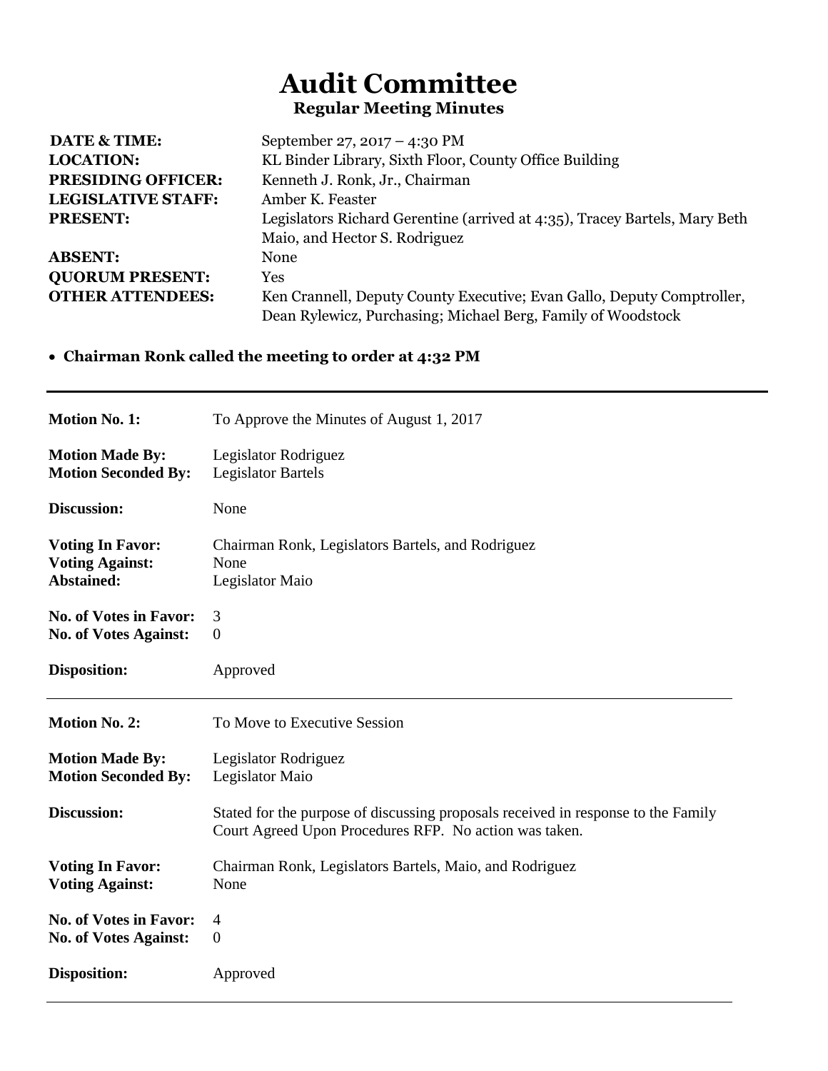# Audit Committee

### Regular Meeting Minutes

**DATE & TIME:** September 27, 2017 – 4:30 PM
**LOCATION:** KL Binder Library, Sixth Floor, County Office Building
**PRESIDING OFFICER:** Kenneth J. Ronk, Jr., Chairman
**LEGISLATIVE STAFF:** Amber K. Feaster
**PRESENT:** Legislators Richard Gerentine (arrived at 4:35), Tracey Bartels, Mary Beth Maio, and Hector S. Rodriguez
**ABSENT:** None
**QUORUM PRESENT:** Yes
**OTHER ATTENDEES:** Ken Crannell, Deputy County Executive; Evan Gallo, Deputy Comptroller, Dean Rylewicz, Purchasing; Michael Berg, Family of Woodstock

- **Chairman Ronk called the meeting to order at 4:32 PM**

---

**Motion No. 1:** To Approve the Minutes of August 1, 2017

**Motion Made By:** Legislator Rodriguez
**Motion Seconded By:** Legislator Bartels

**Discussion:** None

**Voting In Favor:** Chairman Ronk, Legislators Bartels, and Rodriguez
**Voting Against:** None
**Abstained:** Legislator Maio

**No. of Votes in Favor:** 3
**No. of Votes Against:** 0

**Disposition:** Approved

---

**Motion No. 2:** To Move to Executive Session

**Motion Made By:** Legislator Rodriguez
**Motion Seconded By:** Legislator Maio

**Discussion:** Stated for the purpose of discussing proposals received in response to the Family Court Agreed Upon Procedures RFP. No action was taken.

**Voting In Favor:** Chairman Ronk, Legislators Bartels, Maio, and Rodriguez
**Voting Against:** None

**No. of Votes in Favor:** 4
**No. of Votes Against:** 0

**Disposition:** Approved

---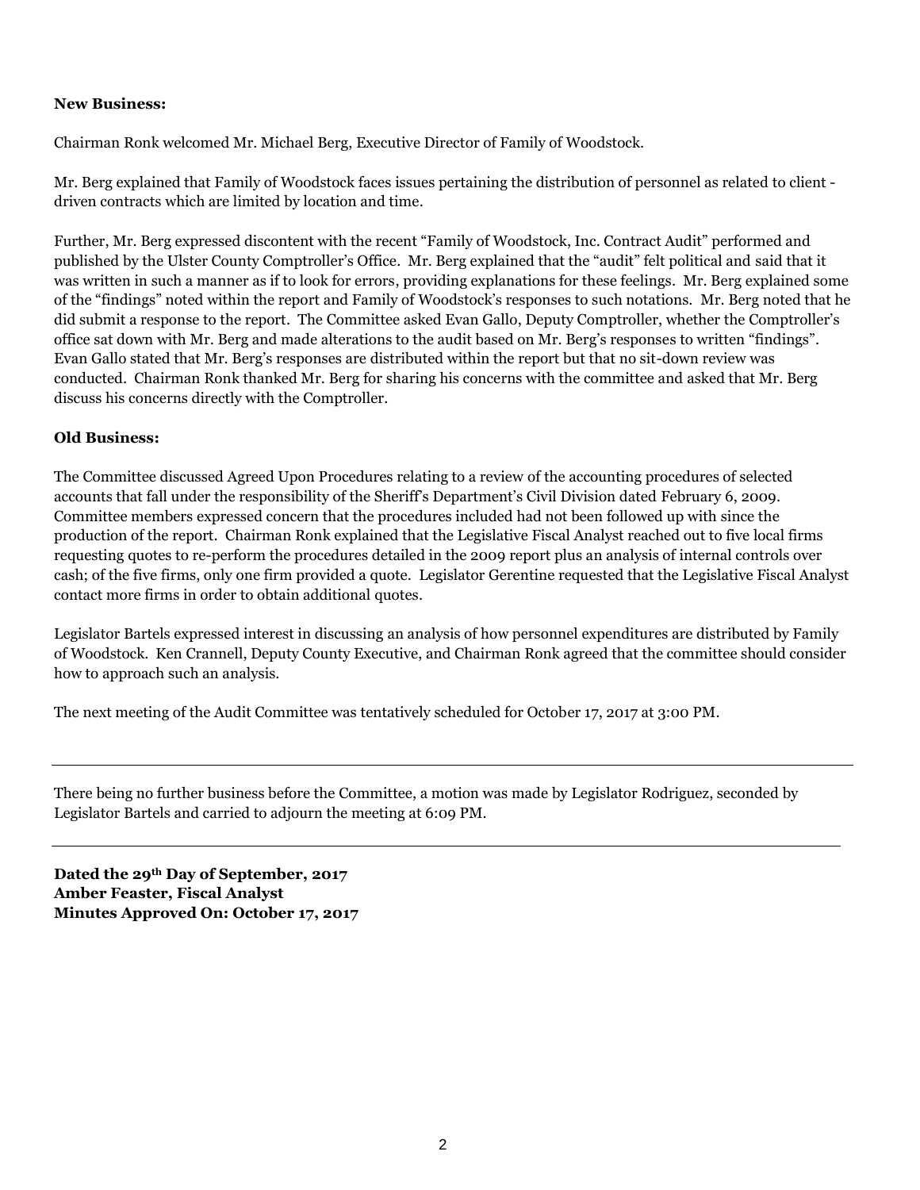**New Business:**

Chairman Ronk welcomed Mr. Michael Berg, Executive Director of Family of Woodstock.

Mr. Berg explained that Family of Woodstock faces issues pertaining the distribution of personnel as related to client - driven contracts which are limited by location and time.

Further, Mr. Berg expressed discontent with the recent "Family of Woodstock, Inc. Contract Audit" performed and published by the Ulster County Comptroller's Office. Mr. Berg explained that the "audit" felt political and said that it was written in such a manner as if to look for errors, providing explanations for these feelings. Mr. Berg explained some of the "findings" noted within the report and Family of Woodstock's responses to such notations. Mr. Berg noted that he did submit a response to the report. The Committee asked Evan Gallo, Deputy Comptroller, whether the Comptroller's office sat down with Mr. Berg and made alterations to the audit based on Mr. Berg's responses to written "findings". Evan Gallo stated that Mr. Berg's responses are distributed within the report but that no sit-down review was conducted. Chairman Ronk thanked Mr. Berg for sharing his concerns with the committee and asked that Mr. Berg discuss his concerns directly with the Comptroller.

**Old Business:**

The Committee discussed Agreed Upon Procedures relating to a review of the accounting procedures of selected accounts that fall under the responsibility of the Sheriff's Department's Civil Division dated February 6, 2009. Committee members expressed concern that the procedures included had not been followed up with since the production of the report. Chairman Ronk explained that the Legislative Fiscal Analyst reached out to five local firms requesting quotes to re-perform the procedures detailed in the 2009 report plus an analysis of internal controls over cash; of the five firms, only one firm provided a quote. Legislator Gerentine requested that the Legislative Fiscal Analyst contact more firms in order to obtain additional quotes.

Legislator Bartels expressed interest in discussing an analysis of how personnel expenditures are distributed by Family of Woodstock. Ken Crannell, Deputy County Executive, and Chairman Ronk agreed that the committee should consider how to approach such an analysis.

The next meeting of the Audit Committee was tentatively scheduled for October 17, 2017 at 3:00 PM.

---

There being no further business before the Committee, a motion was made by Legislator Rodriguez, seconded by Legislator Bartels and carried to adjourn the meeting at 6:09 PM.

---

**Dated the 29th Day of September, 2017**
**Amber Feaster, Fiscal Analyst**
**Minutes Approved On: October 17, 2017**